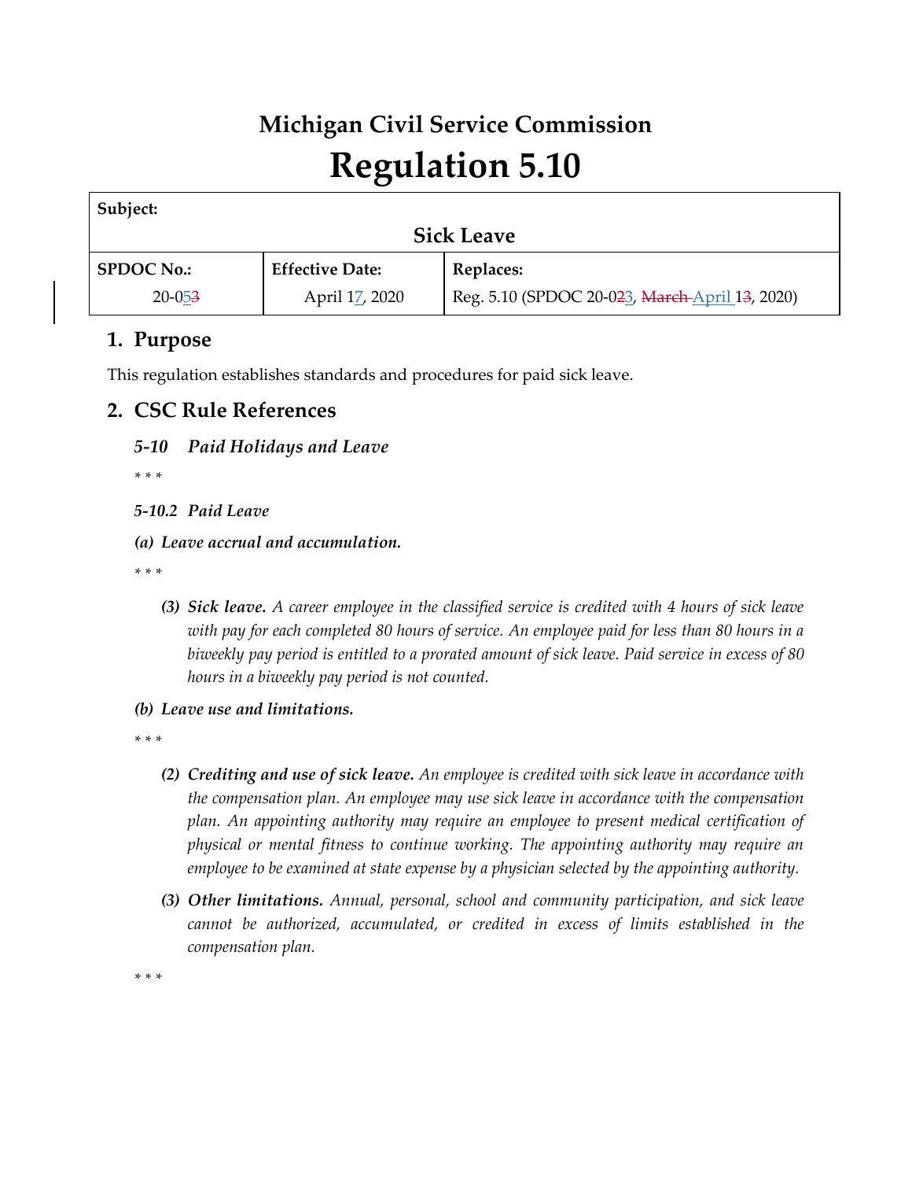# Michigan Civil Service Commission

# Regulation 5.10

| Subject: | | |
|---|---|---|
| Sick Leave | | |
| **SPDOC No.:** | **Effective Date:** | **Replaces:** |
| 20-053 | April 17, 2020 | Reg. 5.10 (SPDOC 20-023, March April 13, 2020) |

## 1. Purpose

This regulation establishes standards and procedures for paid sick leave.

## 2. CSC Rule References

***5-10 Paid Holidays and Leave***

\* \* \*

***5-10.2 Paid Leave***

***(a) Leave accrual and accumulation.***

\* \* \*

> ***(3) Sick leave.*** *A career employee in the classified service is credited with 4 hours of sick leave with pay for each completed 80 hours of service. An employee paid for less than 80 hours in a biweekly pay period is entitled to a prorated amount of sick leave. Paid service in excess of 80 hours in a biweekly pay period is not counted.*

***(b) Leave use and limitations.***

\* \* \*

> ***(2) Crediting and use of sick leave.*** *An employee is credited with sick leave in accordance with the compensation plan. An employee may use sick leave in accordance with the compensation plan. An appointing authority may require an employee to present medical certification of physical or mental fitness to continue working. The appointing authority may require an employee to be examined at state expense by a physician selected by the appointing authority.*

> ***(3) Other limitations.*** *Annual, personal, school and community participation, and sick leave cannot be authorized, accumulated, or credited in excess of limits established in the compensation plan.*

\* \* \*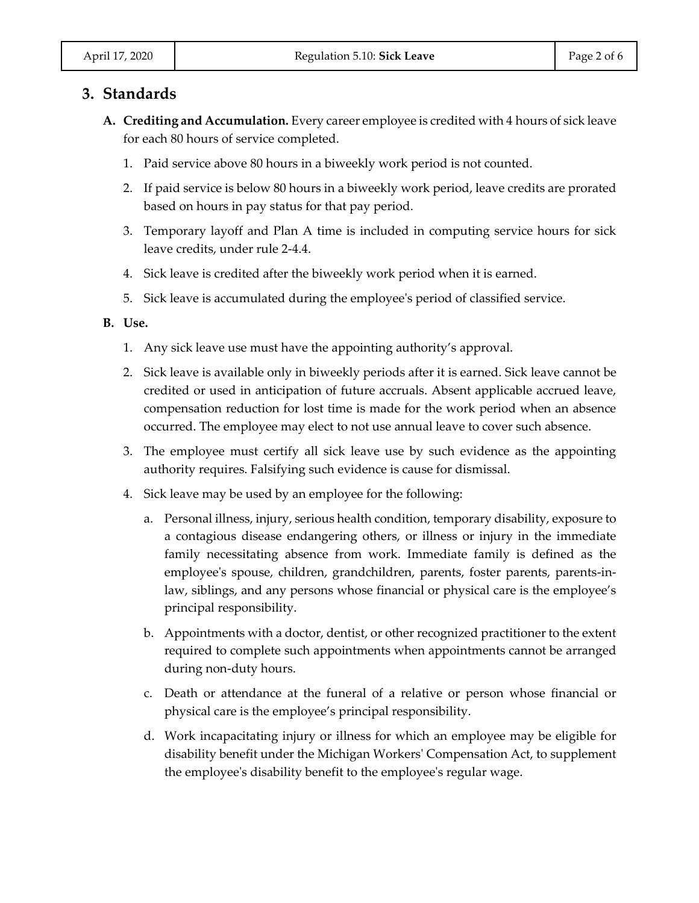## 3. Standards

**A. Crediting and Accumulation.** Every career employee is credited with 4 hours of sick leave for each 80 hours of service completed.

1. Paid service above 80 hours in a biweekly work period is not counted.
2. If paid service is below 80 hours in a biweekly work period, leave credits are prorated based on hours in pay status for that pay period.
3. Temporary layoff and Plan A time is included in computing service hours for sick leave credits, under rule 2-4.4.
4. Sick leave is credited after the biweekly work period when it is earned.
5. Sick leave is accumulated during the employee's period of classified service.

**B. Use.**

1. Any sick leave use must have the appointing authority's approval.
2. Sick leave is available only in biweekly periods after it is earned. Sick leave cannot be credited or used in anticipation of future accruals. Absent applicable accrued leave, compensation reduction for lost time is made for the work period when an absence occurred. The employee may elect to not use annual leave to cover such absence.
3. The employee must certify all sick leave use by such evidence as the appointing authority requires. Falsifying such evidence is cause for dismissal.
4. Sick leave may be used by an employee for the following:
   a. Personal illness, injury, serious health condition, temporary disability, exposure to a contagious disease endangering others, or illness or injury in the immediate family necessitating absence from work. Immediate family is defined as the employee's spouse, children, grandchildren, parents, foster parents, parents-in-law, siblings, and any persons whose financial or physical care is the employee's principal responsibility.
   b. Appointments with a doctor, dentist, or other recognized practitioner to the extent required to complete such appointments when appointments cannot be arranged during non-duty hours.
   c. Death or attendance at the funeral of a relative or person whose financial or physical care is the employee's principal responsibility.
   d. Work incapacitating injury or illness for which an employee may be eligible for disability benefit under the Michigan Workers' Compensation Act, to supplement the employee's disability benefit to the employee's regular wage.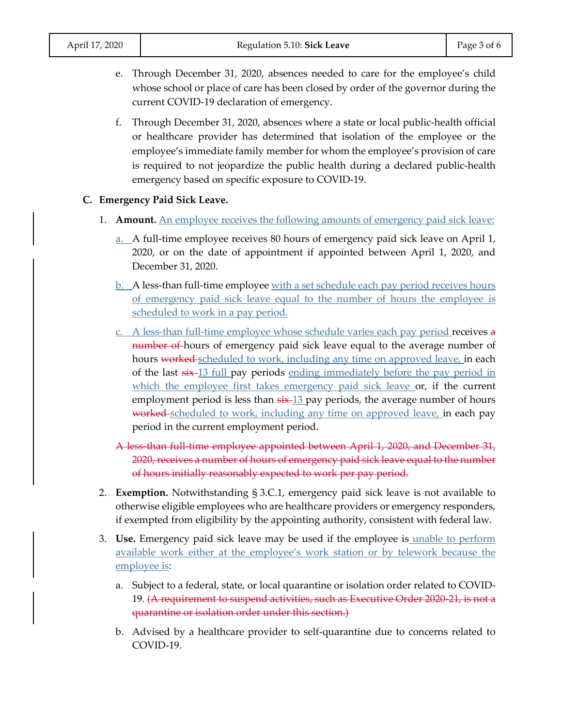e. Through December 31, 2020, absences needed to care for the employee's child whose school or place of care has been closed by order of the governor during the current COVID-19 declaration of emergency.

f. Through December 31, 2020, absences where a state or local public-health official or healthcare provider has determined that isolation of the employee or the employee's immediate family member for whom the employee's provision of care is required to not jeopardize the public health during a declared public-health emergency based on specific exposure to COVID-19.

**C. Emergency Paid Sick Leave.**

1. **Amount.** <u>An employee receives the following amounts of emergency paid sick leave:</u>

   <u>a.</u> A full-time employee receives 80 hours of emergency paid sick leave on April 1, 2020, or on the date of appointment if appointed between April 1, 2020, and December 31, 2020.

   <u>b.</u> A less-than full-time employee <u>with a set schedule each pay period receives hours of emergency paid sick leave equal to the number of hours the employee is scheduled to work in a pay period.</u>

   <u>c. A less-than full-time employee whose schedule varies each pay period</u> receives ~~a number of~~ hours of emergency paid sick leave equal to the average number of hours ~~worked~~ <u>scheduled to work, including any time on approved leave,</u> in each of the last ~~six~~ <u>13 full</u> pay periods <u>ending immediately before the pay period in which the employee first takes emergency paid sick leave</u> or, if the current employment period is less than ~~six~~ <u>13</u> pay periods, the average number of hours ~~worked~~ <u>scheduled to work, including any time on approved leave,</u> in each pay period in the current employment period.

   ~~A less-than full-time employee appointed between April 1, 2020, and December 31, 2020, receives a number of hours of emergency paid sick leave equal to the number of hours initially reasonably expected to work per pay period.~~

2. **Exemption.** Notwithstanding § 3.C.1, emergency paid sick leave is not available to otherwise eligible employees who are healthcare providers or emergency responders, if exempted from eligibility by the appointing authority, consistent with federal law.

3. **Use.** Emergency paid sick leave may be used if the employee is <u>unable to perform available work either at the employee's work station or by telework because the employee is</u>:

   a. Subject to a federal, state, or local quarantine or isolation order related to COVID-19. ~~(A requirement to suspend activities, such as Executive Order 2020-21, is not a quarantine or isolation order under this section.)~~

   b. Advised by a healthcare provider to self-quarantine due to concerns related to COVID-19.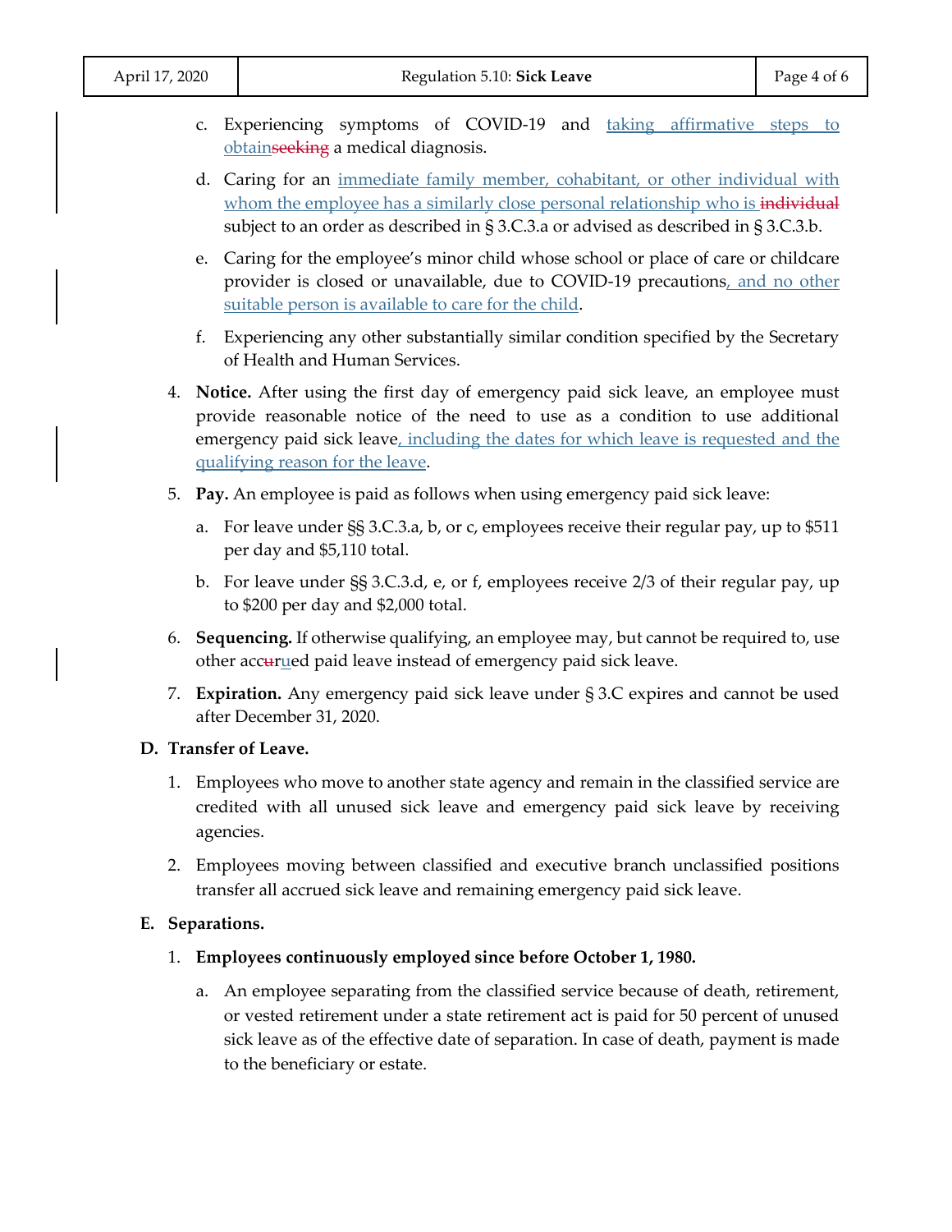c. Experiencing symptoms of COVID-19 and <u>taking affirmative steps to obtain</u>~~seeking~~ a medical diagnosis.

d. Caring for an <u>immediate family member, cohabitant, or other individual with whom the employee has a similarly close personal relationship who is </u>~~individual~~ subject to an order as described in § 3.C.3.a or advised as described in § 3.C.3.b.

e. Caring for the employee's minor child whose school or place of care or childcare provider is closed or unavailable, due to COVID-19 precautions<u>, and no other suitable person is available to care for the child</u>.

f. Experiencing any other substantially similar condition specified by the Secretary of Health and Human Services.

4. **Notice.** After using the first day of emergency paid sick leave, an employee must provide reasonable notice of the need to use as a condition to use additional emergency paid sick leave<u>, including the dates for which leave is requested and the qualifying reason for the leave</u>.

5. **Pay.** An employee is paid as follows when using emergency paid sick leave:

   a. For leave under §§ 3.C.3.a, b, or c, employees receive their regular pay, up to $511 per day and $5,110 total.

   b. For leave under §§ 3.C.3.d, e, or f, employees receive 2/3 of their regular pay, up to $200 per day and $2,000 total.

6. **Sequencing.** If otherwise qualifying, an employee may, but cannot be required to, use other acc~~u~~r<u>u</u>ed paid leave instead of emergency paid sick leave.

7. **Expiration.** Any emergency paid sick leave under § 3.C expires and cannot be used after December 31, 2020.

**D. Transfer of Leave.**

1. Employees who move to another state agency and remain in the classified service are credited with all unused sick leave and emergency paid sick leave by receiving agencies.

2. Employees moving between classified and executive branch unclassified positions transfer all accrued sick leave and remaining emergency paid sick leave.

**E. Separations.**

1. **Employees continuously employed since before October 1, 1980.**

   a. An employee separating from the classified service because of death, retirement, or vested retirement under a state retirement act is paid for 50 percent of unused sick leave as of the effective date of separation. In case of death, payment is made to the beneficiary or estate.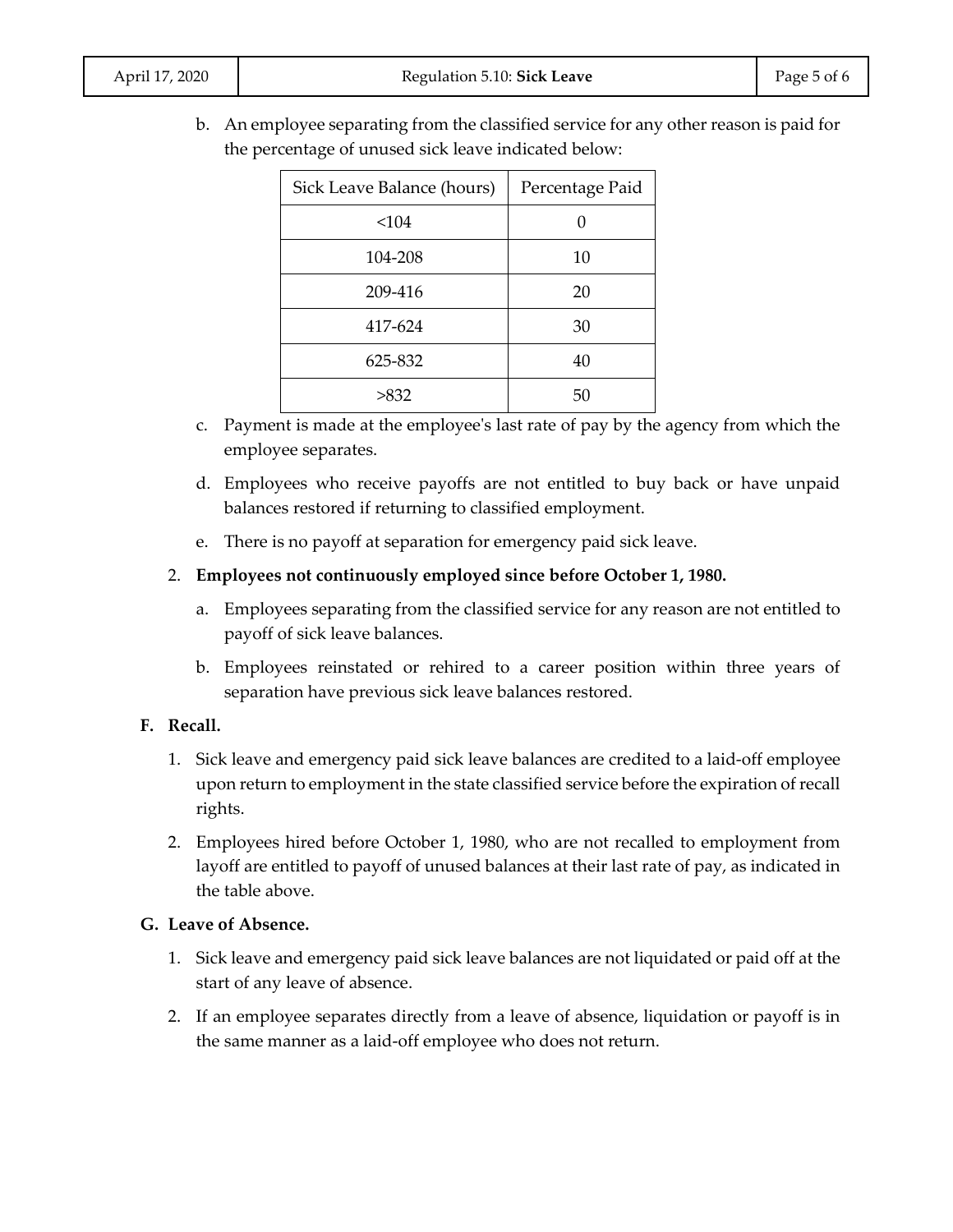b. An employee separating from the classified service for any other reason is paid for the percentage of unused sick leave indicated below:

| Sick Leave Balance (hours) | Percentage Paid |
|---|---|
| <104 | 0 |
| 104-208 | 10 |
| 209-416 | 20 |
| 417-624 | 30 |
| 625-832 | 40 |
| >832 | 50 |

c. Payment is made at the employee's last rate of pay by the agency from which the employee separates.

d. Employees who receive payoffs are not entitled to buy back or have unpaid balances restored if returning to classified employment.

e. There is no payoff at separation for emergency paid sick leave.

2. **Employees not continuously employed since before October 1, 1980.**

   a. Employees separating from the classified service for any reason are not entitled to payoff of sick leave balances.

   b. Employees reinstated or rehired to a career position within three years of separation have previous sick leave balances restored.

**F. Recall.**

1. Sick leave and emergency paid sick leave balances are credited to a laid-off employee upon return to employment in the state classified service before the expiration of recall rights.
2. Employees hired before October 1, 1980, who are not recalled to employment from layoff are entitled to payoff of unused balances at their last rate of pay, as indicated in the table above.

**G. Leave of Absence.**

1. Sick leave and emergency paid sick leave balances are not liquidated or paid off at the start of any leave of absence.
2. If an employee separates directly from a leave of absence, liquidation or payoff is in the same manner as a laid-off employee who does not return.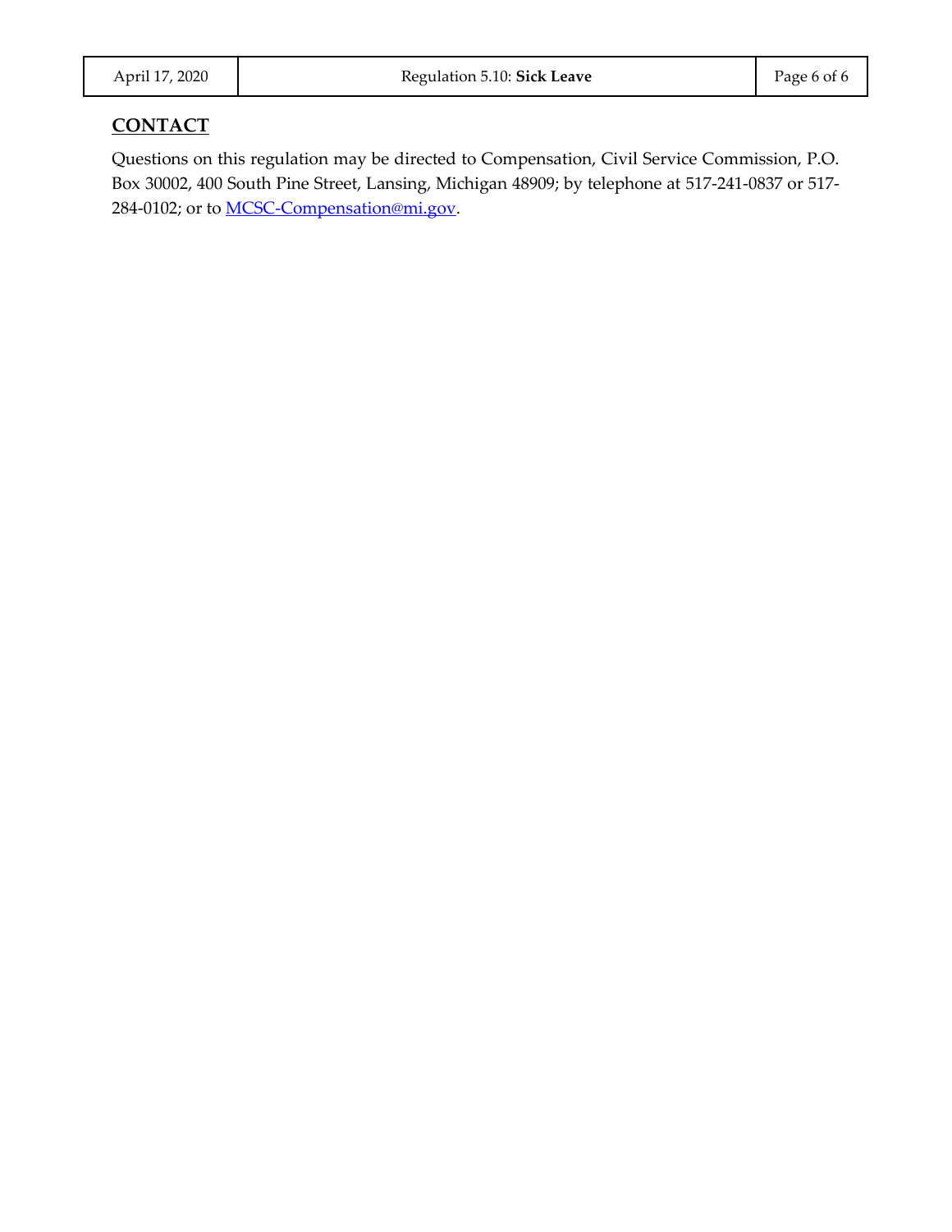## CONTACT

Questions on this regulation may be directed to Compensation, Civil Service Commission, P.O. Box 30002, 400 South Pine Street, Lansing, Michigan 48909; by telephone at 517-241-0837 or 517-284-0102; or to MCSC-Compensation@mi.gov.